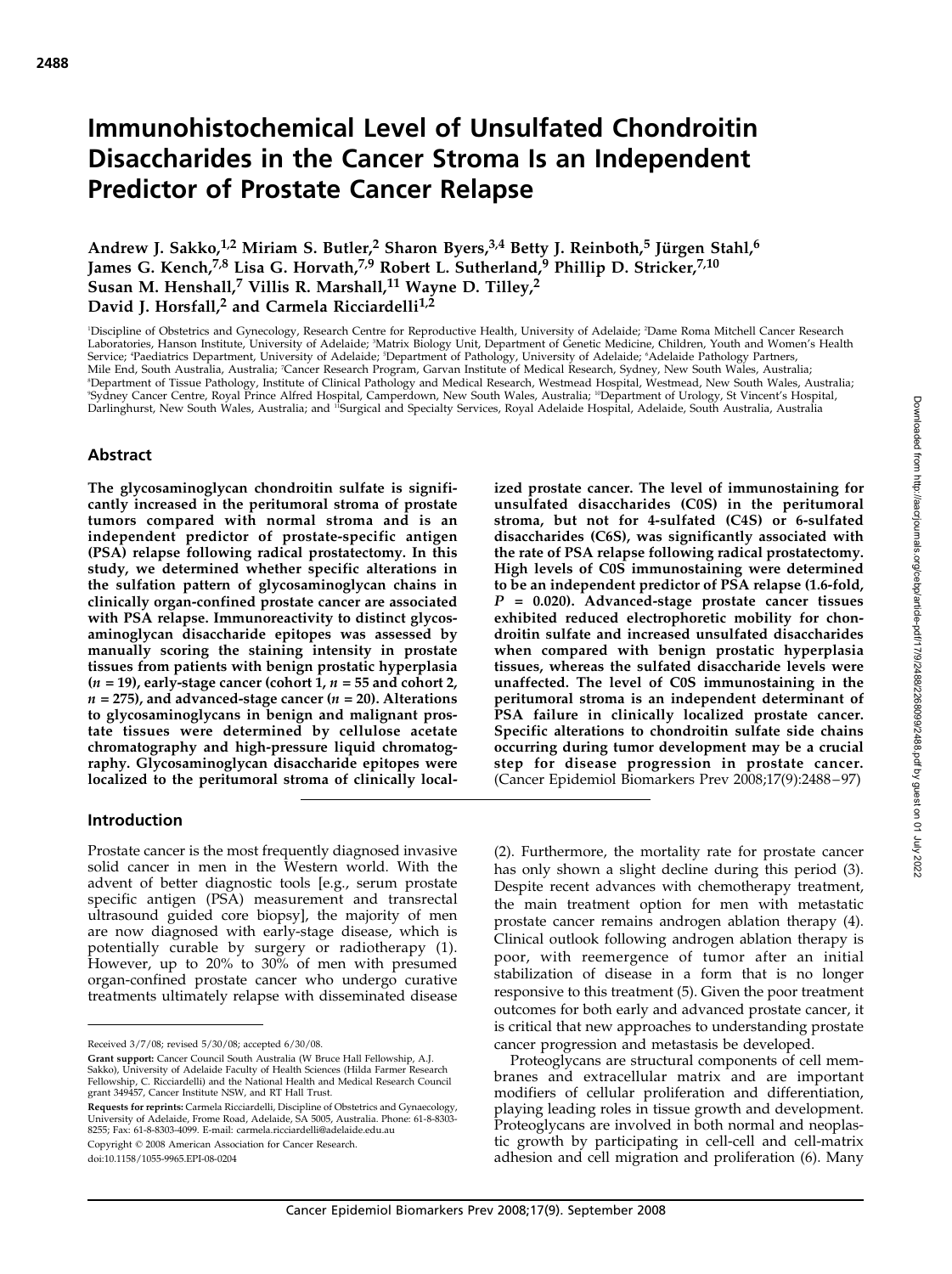# Immunohistochemical Level of Unsulfated Chondroitin Disaccharides in the Cancer Stroma Is an Independent Predictor of Prostate Cancer Relapse

**Andrew J. Sakko,[1,2] Miriam S. Butler,[2] Sharon Byers,[3,4] Betty J. Reinboth,[5] Jürgen Stahl,[6] James G. Kench,[7,8] Lisa G. Horvath,[7,9] Robert L. Sutherland,[9] Phillip D. Stricker,[7,10] Susan M. Henshall,[7] Villis R. Marshall,[11] Wayne D. Tilley,[2] David J. Horsfall,[2] and Carmela Ricciardelli[1,2]**

[1]Discipline of Obstetrics and Gynecology, Research Centre for Reproductive Health, University of Adelaide; [2]Dame Roma Mitchell Cancer Research Laboratories, Hanson Institute, University of Adelaide; [3]Matrix Biology Unit, Department of Genetic Medicine, Children, Youth and Women's Health Service; [4]Paediatrics Department, University of Adelaide; [5]Department of Pathology, University of Adelaide; [6]Adelaide Pathology Partners, Mile End, South Australia, Australia; [7]Cancer Research Program, Garvan Institute of Medical Research, Sydney, New South Wales, Australia; [8]Department of Tissue Pathology, Institute of Clinical Pathology and Medical Research, Westmead Hospital, Westmead, New South Wales, Australia; [9]Sydney Cancer Centre, Royal Prince Alfred Hospital, Camperdown, New South Wales, Australia; [10]Department of Urology, St Vincent's Hospital, Darlinghurst, New South Wales, Australia; and [11]Surgical and Specialty Services, Royal Adelaide Hospital, Adelaide, South Australia, Australia

## Abstract

**The glycosaminoglycan chondroitin sulfate is significantly increased in the peritumoral stroma of prostate tumors compared with normal stroma and is an independent predictor of prostate-specific antigen (PSA) relapse following radical prostatectomy. In this study, we determined whether specific alterations in the sulfation pattern of glycosaminoglycan chains in clinically organ-confined prostate cancer are associated with PSA relapse. Immunoreactivity to distinct glycosaminoglycan disaccharide epitopes was assessed by manually scoring the staining intensity in prostate tissues from patients with benign prostatic hyperplasia ($n$ = 19), early-stage cancer (cohort 1, $n$ = 55 and cohort 2, $n$ = 275), and advanced-stage cancer ($n$ = 20). Alterations to glycosaminoglycans in benign and malignant prostate tissues were determined by cellulose acetate chromatography and high-pressure liquid chromatography. Glycosaminoglycan disaccharide epitopes were localized to the peritumoral stroma of clinically localized prostate cancer. The level of immunostaining for unsulfated disaccharides (C0S) in the peritumoral stroma, but not for 4-sulfated (C4S) or 6-sulfated disaccharides (C6S), was significantly associated with the rate of PSA relapse following radical prostatectomy. High levels of C0S immunostaining were determined to be an independent predictor of PSA relapse (1.6-fold, $P$ = 0.020). Advanced-stage prostate cancer tissues exhibited reduced electrophoretic mobility for chondroitin sulfate and increased unsulfated disaccharides when compared with benign prostatic hyperplasia tissues, whereas the sulfated disaccharide levels were unaffected. The level of C0S immunostaining in the peritumoral stroma is an independent determinant of PSA failure in clinically localized prostate cancer. Specific alterations to chondroitin sulfate side chains occurring during tumor development may be a crucial step for disease progression in prostate cancer.** (Cancer Epidemiol Biomarkers Prev 2008;17(9):2488–97)

## Introduction

Prostate cancer is the most frequently diagnosed invasive solid cancer in men in the Western world. With the advent of better diagnostic tools [e.g., serum prostate specific antigen (PSA) measurement and transrectal ultrasound guided core biopsy], the majority of men are now diagnosed with early-stage disease, which is potentially curable by surgery or radiotherapy (1). However, up to 20% to 30% of men with presumed organ-confined prostate cancer who undergo curative treatments ultimately relapse with disseminated disease (2). Furthermore, the mortality rate for prostate cancer has only shown a slight decline during this period (3). Despite recent advances with chemotherapy treatment, the main treatment option for men with metastatic prostate cancer remains androgen ablation therapy (4). Clinical outlook following androgen ablation therapy is poor, with reemergence of tumor after an initial stabilization of disease in a form that is no longer responsive to this treatment (5). Given the poor treatment outcomes for both early and advanced prostate cancer, it is critical that new approaches to understanding prostate cancer progression and metastasis be developed.

Proteoglycans are structural components of cell membranes and extracellular matrix and are important modifiers of cellular proliferation and differentiation, playing leading roles in tissue growth and development. Proteoglycans are involved in both normal and neoplastic growth by participating in cell-cell and cell-matrix adhesion and cell migration and proliferation (6). Many

Received 3/7/08; revised 5/30/08; accepted 6/30/08.

**Grant support:** Cancer Council South Australia (W Bruce Hall Fellowship, A.J. Sakko), University of Adelaide Faculty of Health Sciences (Hilda Farmer Research Fellowship, C. Ricciardelli) and the National Health and Medical Research Council grant 349457, Cancer Institute NSW, and RT Hall Trust.

**Requests for reprints:** Carmela Ricciardelli, Discipline of Obstetrics and Gynaecology, University of Adelaide, Frome Road, Adelaide, SA 5005, Australia. Phone: 61-8-8303-8255; Fax: 61-8-8303-4099. E-mail: carmela.ricciardelli@adelaide.edu.au

Copyright © 2008 American Association for Cancer Research.

doi:10.1158/1055-9965.EPI-08-0204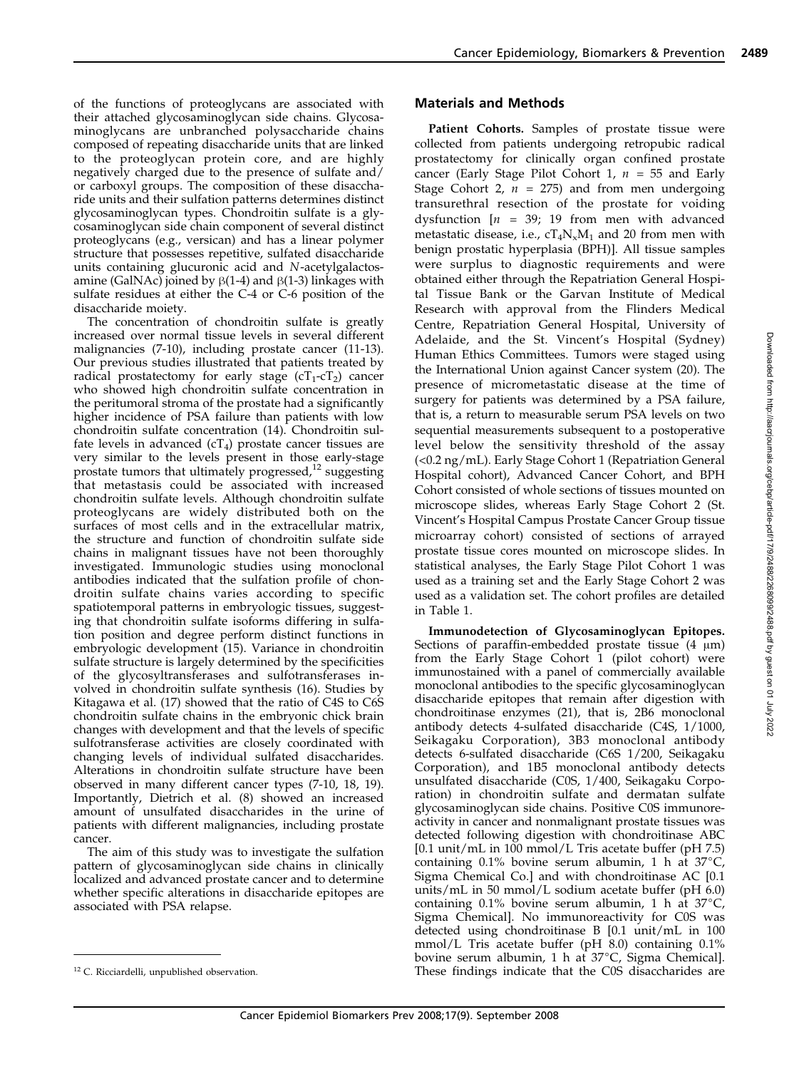of the functions of proteoglycans are associated with their attached glycosaminoglycan side chains. Glycosaminoglycans are unbranched polysaccharide chains composed of repeating disaccharide units that are linked to the proteoglycan protein core, and are highly negatively charged due to the presence of sulfate and/or carboxyl groups. The composition of these disaccharide units and their sulfation patterns determines distinct glycosaminoglycan types. Chondroitin sulfate is a glycosaminoglycan side chain component of several distinct proteoglycans (e.g., versican) and has a linear polymer structure that possesses repetitive, sulfated disaccharide units containing glucuronic acid and *N*-acetylgalactosamine (GalNAc) joined by β(1-4) and β(1-3) linkages with sulfate residues at either the C-4 or C-6 position of the disaccharide moiety.

The concentration of chondroitin sulfate is greatly increased over normal tissue levels in several different malignancies (7-10), including prostate cancer (11-13). Our previous studies illustrated that patients treated by radical prostatectomy for early stage ($cT_1$-$cT_2$) cancer who showed high chondroitin sulfate concentration in the peritumoral stroma of the prostate had a significantly higher incidence of PSA failure than patients with low chondroitin sulfate concentration (14). Chondroitin sulfate levels in advanced ($cT_4$) prostate cancer tissues are very similar to the levels present in those early-stage prostate tumors that ultimately progressed,[12] suggesting that metastasis could be associated with increased chondroitin sulfate levels. Although chondroitin sulfate proteoglycans are widely distributed both on the surfaces of most cells and in the extracellular matrix, the structure and function of chondroitin sulfate side chains in malignant tissues have not been thoroughly investigated. Immunologic studies using monoclonal antibodies indicated that the sulfation profile of chondroitin sulfate chains varies according to specific spatiotemporal patterns in embryologic tissues, suggesting that chondroitin sulfate isoforms differing in sulfation position and degree perform distinct functions in embryologic development (15). Variance in chondroitin sulfate structure is largely determined by the specificities of the glycosyltransferases and sulfotransferases involved in chondroitin sulfate synthesis (16). Studies by Kitagawa et al. (17) showed that the ratio of C4S to C6S chondroitin sulfate chains in the embryonic chick brain changes with development and that the levels of specific sulfotransferase activities are closely coordinated with changing levels of individual sulfated disaccharides. Alterations in chondroitin sulfate structure have been observed in many different cancer types (7-10, 18, 19). Importantly, Dietrich et al. (8) showed an increased amount of unsulfated disaccharides in the urine of patients with different malignancies, including prostate cancer.

The aim of this study was to investigate the sulfation pattern of glycosaminoglycan side chains in clinically localized and advanced prostate cancer and to determine whether specific alterations in disaccharide epitopes are associated with PSA relapse.

## Materials and Methods

**Patient Cohorts.** Samples of prostate tissue were collected from patients undergoing retropubic radical prostatectomy for clinically organ confined prostate cancer (Early Stage Pilot Cohort 1, $n$ = 55 and Early Stage Cohort 2, $n$ = 275) and from men undergoing transurethral resection of the prostate for voiding dysfunction [$n$ = 39; 19 from men with advanced metastatic disease, i.e., $cT_4N_xM_1$ and 20 from men with benign prostatic hyperplasia (BPH)]. All tissue samples were surplus to diagnostic requirements and were obtained either through the Repatriation General Hospital Tissue Bank or the Garvan Institute of Medical Research with approval from the Flinders Medical Centre, Repatriation General Hospital, University of Adelaide, and the St. Vincent's Hospital (Sydney) Human Ethics Committees. Tumors were staged using the International Union against Cancer system (20). The presence of micrometastatic disease at the time of surgery for patients was determined by a PSA failure, that is, a return to measurable serum PSA levels on two sequential measurements subsequent to a postoperative level below the sensitivity threshold of the assay (<0.2 ng/mL). Early Stage Cohort 1 (Repatriation General Hospital cohort), Advanced Cancer Cohort, and BPH Cohort consisted of whole sections of tissues mounted on microscope slides, whereas Early Stage Cohort 2 (St. Vincent's Hospital Campus Prostate Cancer Group tissue microarray cohort) consisted of sections of arrayed prostate tissue cores mounted on microscope slides. In statistical analyses, the Early Stage Pilot Cohort 1 was used as a training set and the Early Stage Cohort 2 was used as a validation set. The cohort profiles are detailed in Table 1.

**Immunodetection of Glycosaminoglycan Epitopes.** Sections of paraffin-embedded prostate tissue (4 μm) from the Early Stage Cohort 1 (pilot cohort) were immunostained with a panel of commercially available monoclonal antibodies to the specific glycosaminoglycan disaccharide epitopes that remain after digestion with chondroitinase enzymes (21), that is, 2B6 monoclonal antibody detects 4-sulfated disaccharide (C4S, 1/1000, Seikagaku Corporation), 3B3 monoclonal antibody detects 6-sulfated disaccharide (C6S 1/200, Seikagaku Corporation), and 1B5 monoclonal antibody detects unsulfated disaccharide (C0S, 1/400, Seikagaku Corporation) in chondroitin sulfate and dermatan sulfate glycosaminoglycan side chains. Positive C0S immunoreactivity in cancer and nonmalignant prostate tissues was detected following digestion with chondroitinase ABC [0.1 unit/mL in 100 mmol/L Tris acetate buffer (pH 7.5) containing 0.1% bovine serum albumin, 1 h at 37°C, Sigma Chemical Co.] and with chondroitinase AC [0.1 units/mL in 50 mmol/L sodium acetate buffer (pH 6.0) containing 0.1% bovine serum albumin, 1 h at 37°C, Sigma Chemical]. No immunoreactivity for C0S was detected using chondroitinase B [0.1 unit/mL in 100 mmol/L Tris acetate buffer (pH 8.0) containing 0.1% bovine serum albumin, 1 h at 37°C, Sigma Chemical]. These findings indicate that the C0S disaccharides are

[12] C. Ricciardelli, unpublished observation.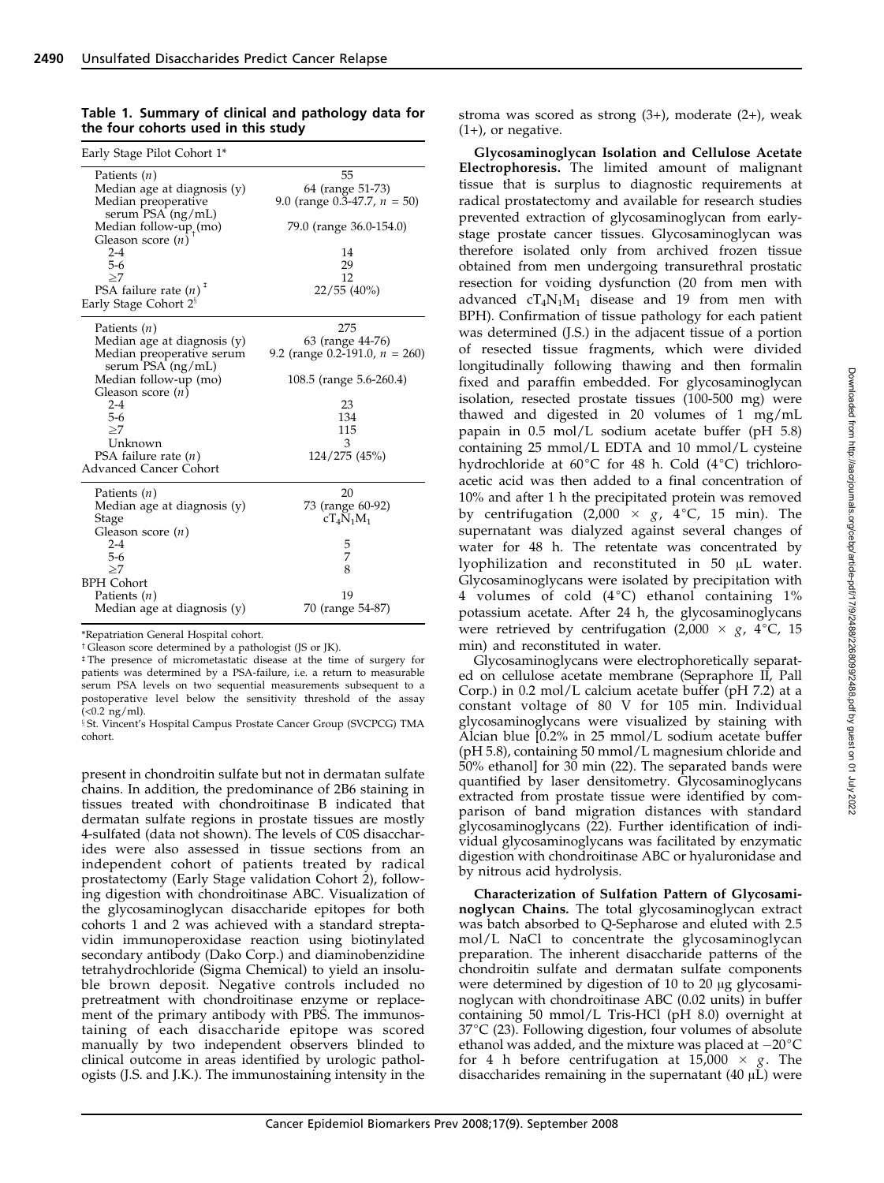**Table 1. Summary of clinical and pathology data for the four cohorts used in this study**

| Early Stage Pilot Cohort 1* | |
|---|---|
| Patients ($n$) | 55 |
| Median age at diagnosis (y) | 64 (range 51-73) |
| Median preoperative serum PSA (ng/mL) | 9.0 (range 0.3-47.7, $n$ = 50) |
| Median follow-up (mo) | 79.0 (range 36.0-154.0) |
| Gleason score ($n$)[†] | |
| 2-4 | 14 |
| 5-6 | 29 |
| ≥7 | 12 |
| PSA failure rate ($n$)[‡] | 22/55 (40%) |
| **Early Stage Cohort 2[§]** | |
| Patients ($n$) | 275 |
| Median age at diagnosis (y) | 63 (range 44-76) |
| Median preoperative serum serum PSA (ng/mL) | 9.2 (range 0.2-191.0, $n$ = 260) |
| Median follow-up (mo) | 108.5 (range 5.6-260.4) |
| Gleason score ($n$) | |
| 2-4 | 23 |
| 5-6 | 134 |
| ≥7 | 115 |
| Unknown | 3 |
| PSA failure rate ($n$) | 124/275 (45%) |
| **Advanced Cancer Cohort** | |
| Patients ($n$) | 20 |
| Median age at diagnosis (y) | 73 (range 60-92) |
| Stage | $cT_4N_1M_1$ |
| Gleason score ($n$) | |
| 2-4 | 5 |
| 5-6 | 7 |
| ≥7 | 8 |
| **BPH Cohort** | |
| Patients ($n$) | 19 |
| Median age at diagnosis (y) | 70 (range 54-87) |

*Repatriation General Hospital cohort.

† Gleason score determined by a pathologist (JS or JK).

‡ The presence of micrometastatic disease at the time of surgery for patients was determined by a PSA-failure, i.e. a return to measurable serum PSA levels on two sequential measurements subsequent to a postoperative level below the sensitivity threshold of the assay (<0.2 ng/mL).

§ St. Vincent's Hospital Campus Prostate Cancer Group (SVCPCG) TMA cohort.

present in chondroitin sulfate but not in dermatan sulfate chains. In addition, the predominance of 2B6 staining in tissues treated with chondroitinase B indicated that dermatan sulfate regions in prostate tissues are mostly 4-sulfated (data not shown). The levels of C0S disaccharides were also assessed in tissue sections from an independent cohort of patients treated by radical prostatectomy (Early Stage validation Cohort 2), following digestion with chondroitinase ABC. Visualization of the glycosaminoglycan disaccharide epitopes for both cohorts 1 and 2 was achieved with a standard streptavidin immunoperoxidase reaction using biotinylated secondary antibody (Dako Corp.) and diaminobenzidine tetrahydrochloride (Sigma Chemical) to yield an insoluble brown deposit. Negative controls included no pretreatment with chondroitinase enzyme or replacement of the primary antibody with PBS. The immunostaining of each disaccharide epitope was scored manually by two independent observers blinded to clinical outcome in areas identified by urologic pathologists (J.S. and J.K.). The immunostaining intensity in the stroma was scored as strong (3+), moderate (2+), weak (1+), or negative.

**Glycosaminoglycan Isolation and Cellulose Acetate Electrophoresis.** The limited amount of malignant tissue that is surplus to diagnostic requirements at radical prostatectomy and available for research studies prevented extraction of glycosaminoglycan from early-stage prostate cancer tissues. Glycosaminoglycan was therefore isolated only from archived frozen tissue obtained from men undergoing transurethral prostatic resection for voiding dysfunction (20 from men with advanced $cT_4N_1M_1$ disease and 19 from men with BPH). Confirmation of tissue pathology for each patient was determined (J.S.) in the adjacent tissue of a portion of resected tissue fragments, which were divided longitudinally following thawing and then formalin fixed and paraffin embedded. For glycosaminoglycan isolation, resected prostate tissues (100-500 mg) were thawed and digested in 20 volumes of 1 mg/mL papain in 0.5 mol/L sodium acetate buffer (pH 5.8) containing 25 mmol/L EDTA and 10 mmol/L cysteine hydrochloride at 60°C for 48 h. Cold (4°C) trichloroacetic acid was then added to a final concentration of 10% and after 1 h the precipitated protein was removed by centrifugation (2,000 × $g$, 4°C, 15 min). The supernatant was dialyzed against several changes of water for 48 h. The retentate was concentrated by lyophilization and reconstituted in 50 μL water. Glycosaminoglycans were isolated by precipitation with 4 volumes of cold (4°C) ethanol containing 1% potassium acetate. After 24 h, the glycosaminoglycans were retrieved by centrifugation (2,000 × $g$, 4°C, 15 min) and reconstituted in water.

Glycosaminoglycans were electrophoretically separated on cellulose acetate membrane (Sepraphore II, Pall Corp.) in 0.2 mol/L calcium acetate buffer (pH 7.2) at a constant voltage of 80 V for 105 min. Individual glycosaminoglycans were visualized by staining with Alcian blue [0.2% in 25 mmol/L sodium acetate buffer (pH 5.8), containing 50 mmol/L magnesium chloride and 50% ethanol] for 30 min (22). The separated bands were quantified by laser densitometry. Glycosaminoglycans extracted from prostate tissue were identified by comparison of band migration distances with standard glycosaminoglycans (22). Further identification of individual glycosaminoglycans was facilitated by enzymatic digestion with chondroitinase ABC or hyaluronidase and by nitrous acid hydrolysis.

**Characterization of Sulfation Pattern of Glycosaminoglycan Chains.** The total glycosaminoglycan extract was batch absorbed to Q-Sepharose and eluted with 2.5 mol/L NaCl to concentrate the glycosaminoglycan preparation. The inherent disaccharide patterns of the chondroitin sulfate and dermatan sulfate components were determined by digestion of 10 to 20 μg glycosaminoglycan with chondroitinase ABC (0.02 units) in buffer containing 50 mmol/L Tris-HCl (pH 8.0) overnight at 37°C (23). Following digestion, four volumes of absolute ethanol was added, and the mixture was placed at −20°C for 4 h before centrifugation at 15,000 × $g$. The disaccharides remaining in the supernatant (40 μL) were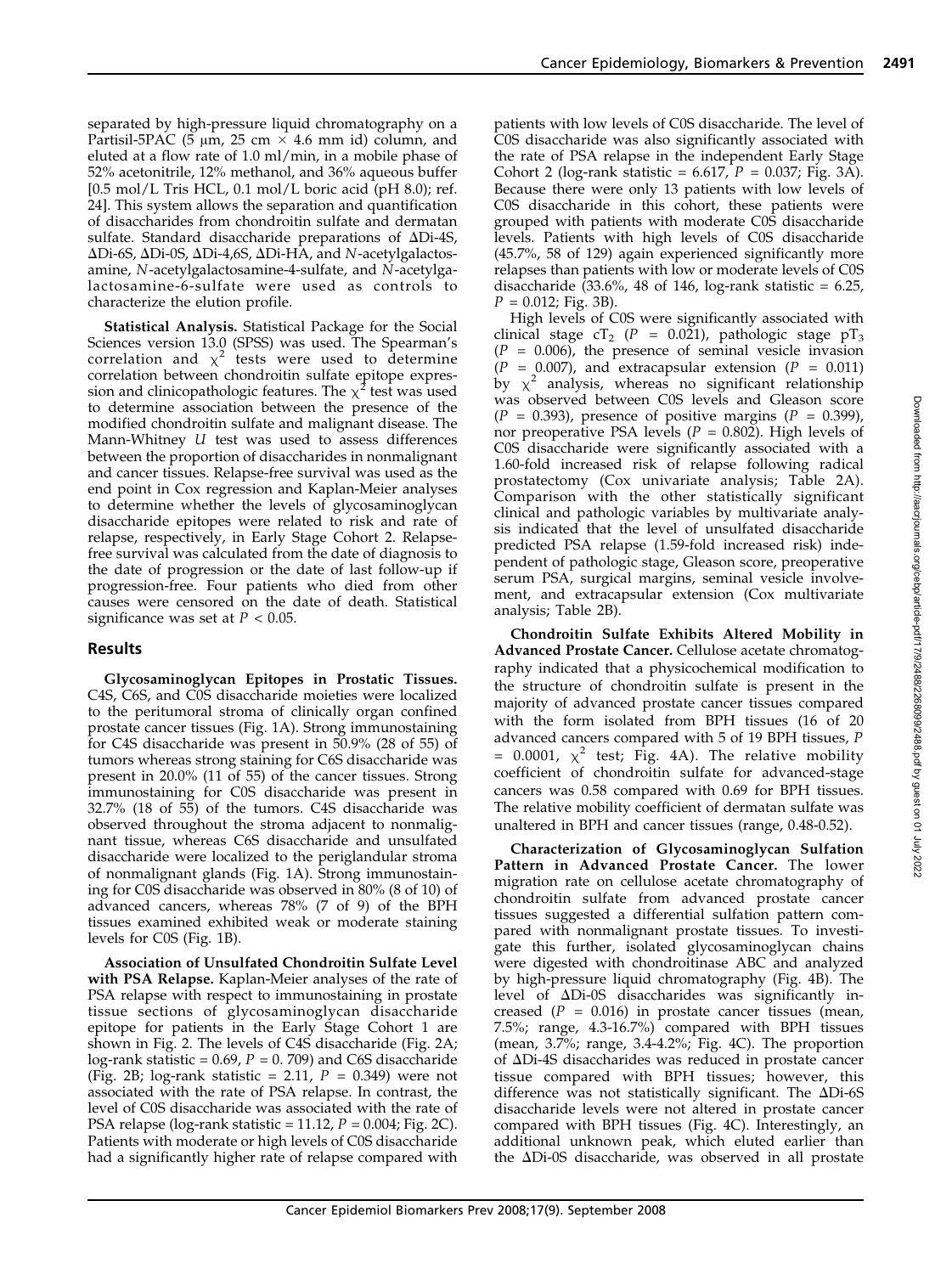separated by high-pressure liquid chromatography on a Partisil-5PAC (5 μm, 25 cm × 4.6 mm id) column, and eluted at a flow rate of 1.0 ml/min, in a mobile phase of 52% acetonitrile, 12% methanol, and 36% aqueous buffer [0.5 mol/L Tris HCL, 0.1 mol/L boric acid (pH 8.0); ref. 24]. This system allows the separation and quantification of disaccharides from chondroitin sulfate and dermatan sulfate. Standard disaccharide preparations of ΔDi-4S, ΔDi-6S, ΔDi-0S, ΔDi-4,6S, ΔDi-HA, and *N*-acetylgalactosamine, *N*-acetylgalactosamine-4-sulfate, and *N*-acetylgalactosamine-6-sulfate were used as controls to characterize the elution profile.

**Statistical Analysis.** Statistical Package for the Social Sciences version 13.0 (SPSS) was used. The Spearman's correlation and $\chi^2$ tests were used to determine correlation between chondroitin sulfate epitope expression and clinicopathologic features. The $\chi^2$ test was used to determine association between the presence of the modified chondroitin sulfate and malignant disease. The Mann-Whitney *U* test was used to assess differences between the proportion of disaccharides in nonmalignant and cancer tissues. Relapse-free survival was used as the end point in Cox regression and Kaplan-Meier analyses to determine whether the levels of glycosaminoglycan disaccharide epitopes were related to risk and rate of relapse, respectively, in Early Stage Cohort 2. Relapse-free survival was calculated from the date of diagnosis to the date of progression or the date of last follow-up if progression-free. Four patients who died from other causes were censored on the date of death. Statistical significance was set at $P < 0.05$.

## Results

**Glycosaminoglycan Epitopes in Prostatic Tissues.** C4S, C6S, and C0S disaccharide moieties were localized to the peritumoral stroma of clinically organ confined prostate cancer tissues (Fig. 1A). Strong immunostaining for C4S disaccharide was present in 50.9% (28 of 55) of tumors whereas strong staining for C6S disaccharide was present in 20.0% (11 of 55) of the cancer tissues. Strong immunostaining for C0S disaccharide was present in 32.7% (18 of 55) of the tumors. C4S disaccharide was observed throughout the stroma adjacent to nonmalignant tissue, whereas C6S disaccharide and unsulfated disaccharide were localized to the periglandular stroma of nonmalignant glands (Fig. 1A). Strong immunostaining for C0S disaccharide was observed in 80% (8 of 10) of advanced cancers, whereas 78% (7 of 9) of the BPH tissues examined exhibited weak or moderate staining levels for C0S (Fig. 1B).

**Association of Unsulfated Chondroitin Sulfate Level with PSA Relapse.** Kaplan-Meier analyses of the rate of PSA relapse with respect to immunostaining in prostate tissue sections of glycosaminoglycan disaccharide epitope for patients in the Early Stage Cohort 1 are shown in Fig. 2. The levels of C4S disaccharide (Fig. 2A; log-rank statistic = 0.69, $P$ = 0. 709) and C6S disaccharide (Fig. 2B; log-rank statistic = 2.11, $P$ = 0.349) were not associated with the rate of PSA relapse. In contrast, the level of C0S disaccharide was associated with the rate of PSA relapse (log-rank statistic = 11.12, $P$ = 0.004; Fig. 2C). Patients with moderate or high levels of C0S disaccharide had a significantly higher rate of relapse compared with patients with low levels of C0S disaccharide. The level of C0S disaccharide was also significantly associated with the rate of PSA relapse in the independent Early Stage Cohort 2 (log-rank statistic = 6.617, $P$ = 0.037; Fig. 3A). Because there were only 13 patients with low levels of C0S disaccharide in this cohort, these patients were grouped with patients with moderate C0S disaccharide levels. Patients with high levels of C0S disaccharide (45.7%, 58 of 129) again experienced significantly more relapses than patients with low or moderate levels of C0S disaccharide (33.6%, 48 of 146, log-rank statistic = 6.25, $P$ = 0.012; Fig. 3B).

High levels of C0S were significantly associated with clinical stage $cT_2$ ($P$ = 0.021), pathologic stage $pT_3$ ($P$ = 0.006), the presence of seminal vesicle invasion ($P$ = 0.007), and extracapsular extension ($P$ = 0.011) by $\chi^2$ analysis, whereas no significant relationship was observed between C0S levels and Gleason score ($P$ = 0.393), presence of positive margins ($P$ = 0.399), nor preoperative PSA levels ($P$ = 0.802). High levels of C0S disaccharide were significantly associated with a 1.60-fold increased risk of relapse following radical prostatectomy (Cox univariate analysis; Table 2A). Comparison with the other statistically significant clinical and pathologic variables by multivariate analysis indicated that the level of unsulfated disaccharide predicted PSA relapse (1.59-fold increased risk) independent of pathologic stage, Gleason score, preoperative serum PSA, surgical margins, seminal vesicle involvement, and extracapsular extension (Cox multivariate analysis; Table 2B).

**Chondroitin Sulfate Exhibits Altered Mobility in Advanced Prostate Cancer.** Cellulose acetate chromatography indicated that a physicochemical modification to the structure of chondroitin sulfate is present in the majority of advanced prostate cancer tissues compared with the form isolated from BPH tissues (16 of 20 advanced cancers compared with 5 of 19 BPH tissues, $P$ = 0.0001, $\chi^2$ test; Fig. 4A). The relative mobility coefficient of chondroitin sulfate for advanced-stage cancers was 0.58 compared with 0.69 for BPH tissues. The relative mobility coefficient of dermatan sulfate was unaltered in BPH and cancer tissues (range, 0.48-0.52).

**Characterization of Glycosaminoglycan Sulfation Pattern in Advanced Prostate Cancer.** The lower migration rate on cellulose acetate chromatography of chondroitin sulfate from advanced prostate cancer tissues suggested a differential sulfation pattern compared with nonmalignant prostate tissues. To investigate this further, isolated glycosaminoglycan chains were digested with chondroitinase ABC and analyzed by high-pressure liquid chromatography (Fig. 4B). The level of ΔDi-0S disaccharides was significantly increased ($P$ = 0.016) in prostate cancer tissues (mean, 7.5%; range, 4.3-16.7%) compared with BPH tissues (mean, 3.7%; range, 3.4-4.2%; Fig. 4C). The proportion of ΔDi-4S disaccharides was reduced in prostate cancer tissue compared with BPH tissues; however, this difference was not statistically significant. The ΔDi-6S disaccharide levels were not altered in prostate cancer compared with BPH tissues (Fig. 4C). Interestingly, an additional unknown peak, which eluted earlier than the ΔDi-0S disaccharide, was observed in all prostate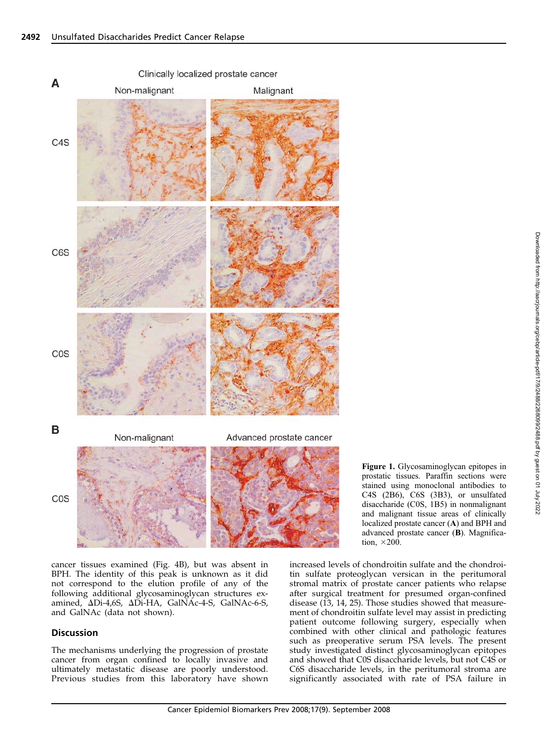Figure 1. Glycosaminoglycan epitopes in prostatic tissues. Paraffin sections were stained using monoclonal antibodies to C4S (2B6), C6S (3B3), or unsulfated disaccharide (C0S, 1B5) in nonmalignant and malignant tissue areas of clinically localized prostate cancer (**A**) and BPH and advanced prostate cancer (**B**). Magnification, ×200.

cancer tissues examined (Fig. 4B), but was absent in BPH. The identity of this peak is unknown as it did not correspond to the elution profile of any of the following additional glycosaminoglycan structures examined, ΔDi-4,6S, ΔDi-HA, GalNAc-4-S, GalNAc-6-S, and GalNAc (data not shown).

## Discussion

The mechanisms underlying the progression of prostate cancer from organ confined to locally invasive and ultimately metastatic disease are poorly understood. Previous studies from this laboratory have shown increased levels of chondroitin sulfate and the chondroitin sulfate proteoglycan versican in the peritumoral stromal matrix of prostate cancer patients who relapse after surgical treatment for presumed organ-confined disease (13, 14, 25). Those studies showed that measurement of chondroitin sulfate level may assist in predicting patient outcome following surgery, especially when combined with other clinical and pathologic features such as preoperative serum PSA levels. The present study investigated distinct glycosaminoglycan epitopes and showed that C0S disaccharide levels, but not C4S or C6S disaccharide levels, in the peritumoral stroma are significantly associated with rate of PSA failure in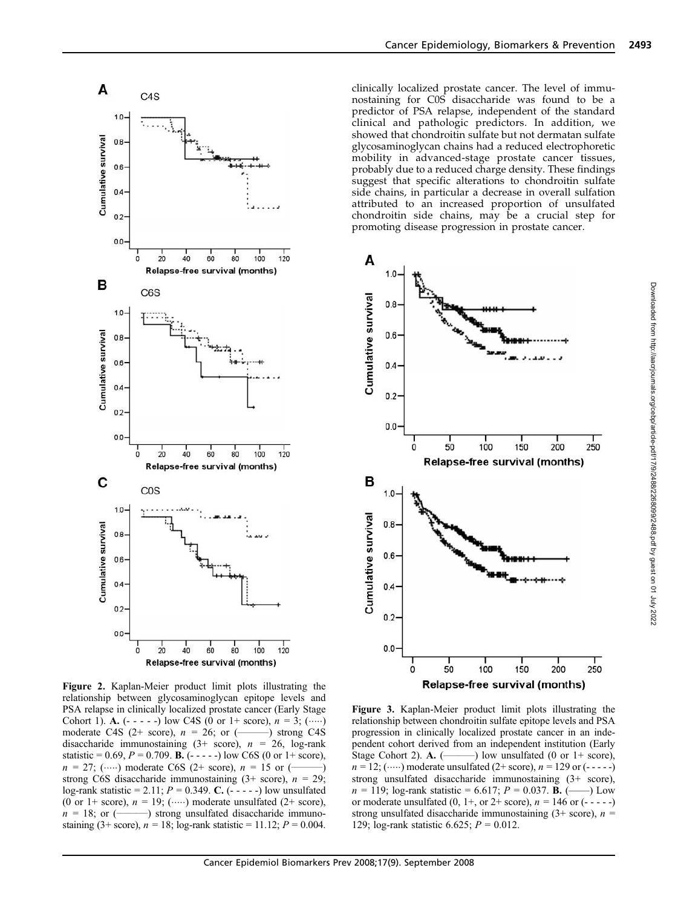clinically localized prostate cancer. The level of immunostaining for C0S disaccharide was found to be a predictor of PSA relapse, independent of the standard clinical and pathologic predictors. In addition, we showed that chondroitin sulfate but not dermatan sulfate glycosaminoglycan chains had a reduced electrophoretic mobility in advanced-stage prostate cancer tissues, probably due to a reduced charge density. These findings suggest that specific alterations to chondroitin sulfate side chains, in particular a decrease in overall sulfation attributed to an increased proportion of unsulfated chondroitin side chains, may be a crucial step for promoting disease progression in prostate cancer.

**Figure 2.** Kaplan-Meier product limit plots illustrating the relationship between glycosaminoglycan epitope levels and PSA relapse in clinically localized prostate cancer (Early Stage Cohort 1). **A.** (- - - - -) low C4S (0 or 1+ score), $n = 3$; (·····) moderate C4S (2+ score), $n = 26$; or (———) strong C4S disaccharide immunostaining (3+ score), $n = 26$, log-rank statistic = 0.69, $P = 0.709$. **B.** (- - - - -) low C6S (0 or 1+ score), $n = 27$; (·····) moderate C6S (2+ score), $n = 15$ or (———) strong C6S disaccharide immunostaining (3+ score), $n = 29$; log-rank statistic = 2.11; $P = 0.349$. **C.** (- - - - -) low unsulfated (0 or 1+ score), $n = 19$; (·····) moderate unsulfated (2+ score), $n = 18$; or (———) strong unsulfated disaccharide immunostaining (3+ score), $n = 18$; log-rank statistic = 11.12; $P = 0.004$.

**Figure 3.** Kaplan-Meier product limit plots illustrating the relationship between chondroitin sulfate epitope levels and PSA progression in clinically localized prostate cancer in an independent cohort derived from an independent institution (Early Stage Cohort 2). **A.** (———) low unsulfated (0 or 1+ score), $n = 12$; (·····) moderate unsulfated (2+ score), $n = 129$ or (- - - - -) strong unsulfated disaccharide immunostaining (3+ score), $n = 119$; log-rank statistic = 6.617; $P = 0.037$. **B.** (——) Low or moderate unsulfated (0, 1+, or 2+ score), $n = 146$ or (- - - - -) strong unsulfated disaccharide immunostaining (3+ score), $n = 129$; log-rank statistic 6.625; $P = 0.012$.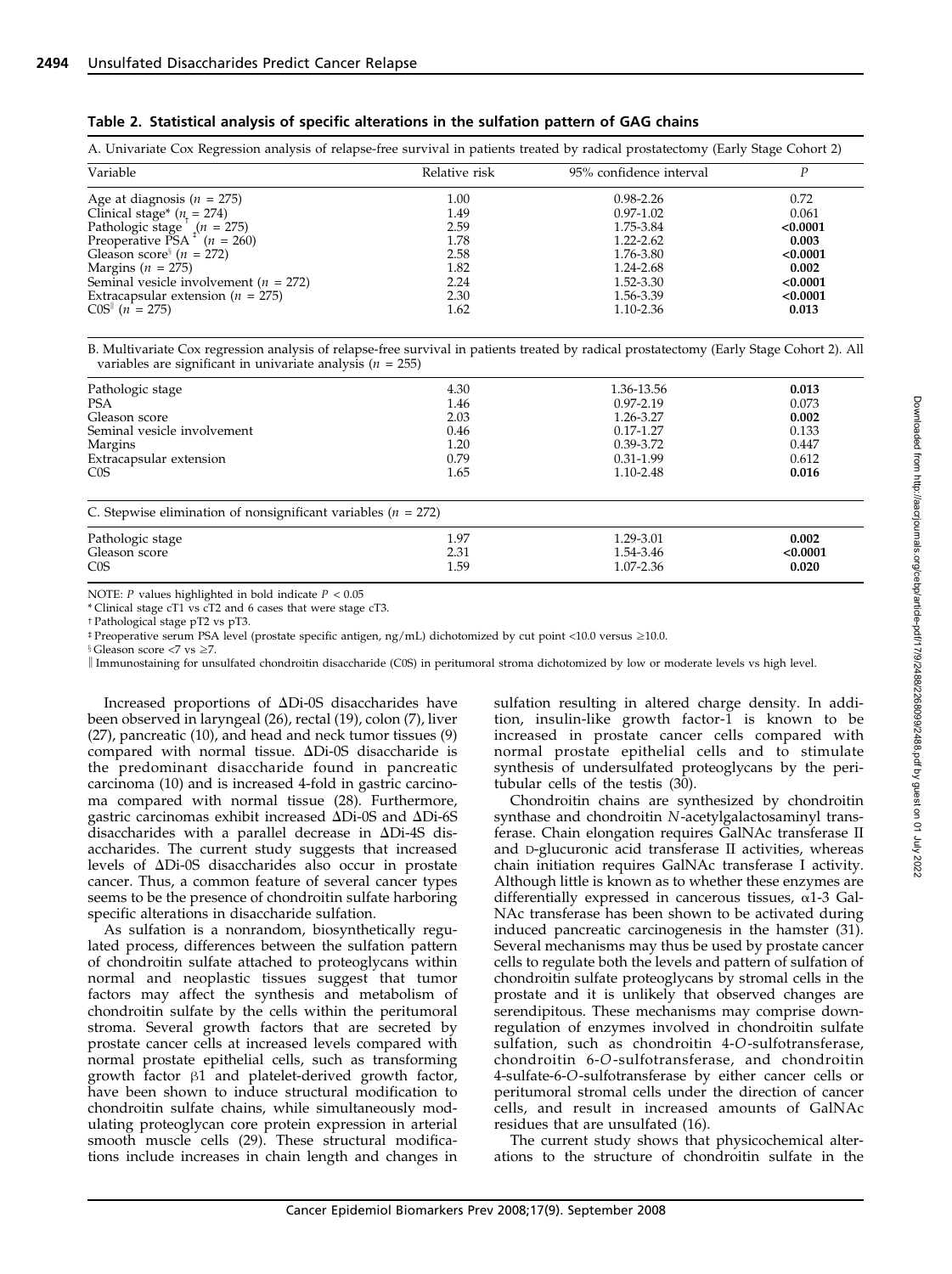**Table 2. Statistical analysis of specific alterations in the sulfation pattern of GAG chains**

| A. Univariate Cox Regression analysis of relapse-free survival in patients treated by radical prostatectomy (Early Stage Cohort 2) | | | |
|---|---|---|---|
| Variable | Relative risk | 95% confidence interval | *P* |
| Age at diagnosis ($n$ = 275) | 1.00 | 0.98-2.26 | 0.72 |
| Clinical stage* ($n$ = 274) | 1.49 | 0.97-1.02 | 0.061 |
| Pathologic stage† ($n$ = 275) | 2.59 | 1.75-3.84 | **<0.0001** |
| Preoperative PSA‡ ($n$ = 260) | 1.78 | 1.22-2.62 | **0.003** |
| Gleason score§ ($n$ = 272) | 2.58 | 1.76-3.80 | **<0.0001** |
| Margins ($n$ = 275) | 1.82 | 1.24-2.68 | **0.002** |
| Seminal vesicle involvement ($n$ = 272) | 2.24 | 1.52-3.30 | **<0.0001** |
| Extracapsular extension ($n$ = 275) | 2.30 | 1.56-3.39 | **<0.0001** |
| C0S∥ ($n$ = 275) | 1.62 | 1.10-2.36 | **0.013** |
| **B. Multivariate Cox regression analysis of relapse-free survival in patients treated by radical prostatectomy (Early Stage Cohort 2). All variables are significant in univariate analysis ($n$ = 255)** | | | |
| Pathologic stage | 4.30 | 1.36-13.56 | **0.013** |
| PSA | 1.46 | 0.97-2.19 | 0.073 |
| Gleason score | 2.03 | 1.26-3.27 | **0.002** |
| Seminal vesicle involvement | 0.46 | 0.17-1.27 | 0.133 |
| Margins | 1.20 | 0.39-3.72 | 0.447 |
| Extracapsular extension | 0.79 | 0.31-1.99 | 0.612 |
| C0S | 1.65 | 1.10-2.48 | **0.016** |
| **C. Stepwise elimination of nonsignificant variables ($n$ = 272)** | | | |
| Pathologic stage | 1.97 | 1.29-3.01 | **0.002** |
| Gleason score | 2.31 | 1.54-3.46 | **<0.0001** |
| C0S | 1.59 | 1.07-2.36 | **0.020** |

NOTE: *P* values highlighted in bold indicate $P < 0.05$

\* Clinical stage cT1 vs cT2 and 6 cases that were stage cT3.

† Pathological stage pT2 vs pT3.

‡ Preoperative serum PSA level (prostate specific antigen, ng/mL) dichotomized by cut point <10.0 versus ≥10.0.

§ Gleason score <7 vs ≥7.

∥ Immunostaining for unsulfated chondroitin disaccharide (C0S) in peritumoral stroma dichotomized by low or moderate levels vs high level.

Increased proportions of ΔDi-0S disaccharides have been observed in laryngeal (26), rectal (19), colon (7), liver (27), pancreatic (10), and head and neck tumor tissues (9) compared with normal tissue. ΔDi-0S disaccharide is the predominant disaccharide found in pancreatic carcinoma (10) and is increased 4-fold in gastric carcinoma compared with normal tissue (28). Furthermore, gastric carcinomas exhibit increased ΔDi-0S and ΔDi-6S disaccharides with a parallel decrease in ΔDi-4S disaccharides. The current study suggests that increased levels of ΔDi-0S disaccharides also occur in prostate cancer. Thus, a common feature of several cancer types seems to be the presence of chondroitin sulfate harboring specific alterations in disaccharide sulfation.

As sulfation is a nonrandom, biosynthetically regulated process, differences between the sulfation pattern of chondroitin sulfate attached to proteoglycans within normal and neoplastic tissues suggest that tumor factors may affect the synthesis and metabolism of chondroitin sulfate by the cells within the peritumoral stroma. Several growth factors that are secreted by prostate cancer cells at increased levels compared with normal prostate epithelial cells, such as transforming growth factor β1 and platelet-derived growth factor, have been shown to induce structural modification to chondroitin sulfate chains, while simultaneously modulating proteoglycan core protein expression in arterial smooth muscle cells (29). These structural modifications include increases in chain length and changes in sulfation resulting in altered charge density. In addition, insulin-like growth factor-1 is known to be increased in prostate cancer cells compared with normal prostate epithelial cells and to stimulate synthesis of undersulfated proteoglycans by the peritubular cells of the testis (30).

Chondroitin chains are synthesized by chondroitin synthase and chondroitin *N*-acetylgalactosaminyl transferase. Chain elongation requires GalNAc transferase II and D-glucuronic acid transferase II activities, whereas chain initiation requires GalNAc transferase I activity. Although little is known as to whether these enzymes are differentially expressed in cancerous tissues, α1-3 GalNAc transferase has been shown to be activated during induced pancreatic carcinogenesis in the hamster (31). Several mechanisms may thus be used by prostate cancer cells to regulate both the levels and pattern of sulfation of chondroitin sulfate proteoglycans by stromal cells in the prostate and it is unlikely that observed changes are serendipitous. These mechanisms may comprise downregulation of enzymes involved in chondroitin sulfate sulfation, such as chondroitin 4-*O*-sulfotransferase, chondroitin 6-*O*-sulfotransferase, and chondroitin 4-sulfate-6-*O*-sulfotransferase by either cancer cells or peritumoral stromal cells under the direction of cancer cells, and result in increased amounts of GalNAc residues that are unsulfated (16).

The current study shows that physicochemical alterations to the structure of chondroitin sulfate in the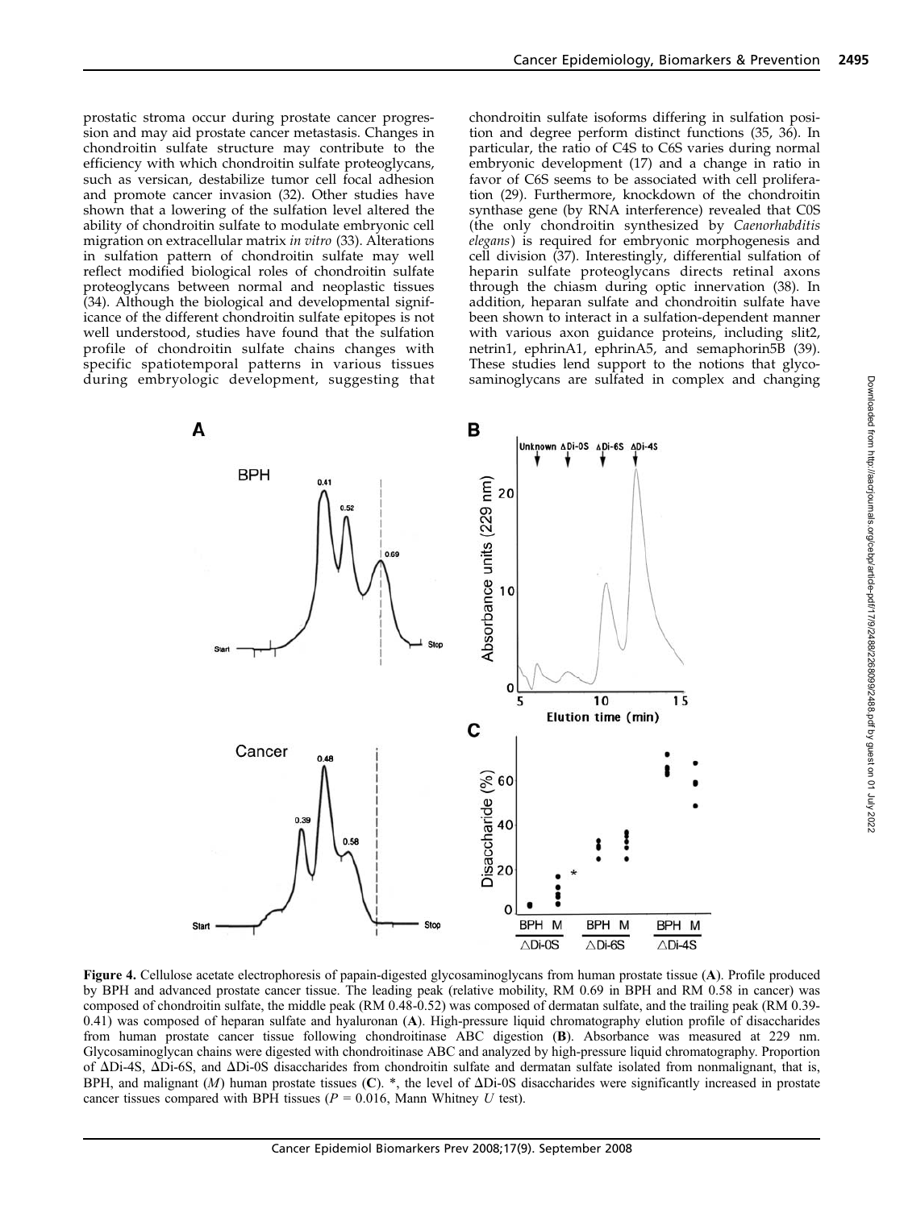prostatic stroma occur during prostate cancer progression and may aid prostate cancer metastasis. Changes in chondroitin sulfate structure may contribute to the efficiency with which chondroitin sulfate proteoglycans, such as versican, destabilize tumor cell focal adhesion and promote cancer invasion (32). Other studies have shown that a lowering of the sulfation level altered the ability of chondroitin sulfate to modulate embryonic cell migration on extracellular matrix *in vitro* (33). Alterations in sulfation pattern of chondroitin sulfate may well reflect modified biological roles of chondroitin sulfate proteoglycans between normal and neoplastic tissues (34). Although the biological and developmental significance of the different chondroitin sulfate epitopes is not well understood, studies have found that the sulfation profile of chondroitin sulfate chains changes with specific spatiotemporal patterns in various tissues during embryologic development, suggesting that chondroitin sulfate isoforms differing in sulfation position and degree perform distinct functions (35, 36). In particular, the ratio of C4S to C6S varies during normal embryonic development (17) and a change in ratio in favor of C6S seems to be associated with cell proliferation (29). Furthermore, knockdown of the chondroitin synthase gene (by RNA interference) revealed that C0S (the only chondroitin synthesized by *Caenorhabditis elegans*) is required for embryonic morphogenesis and cell division (37). Interestingly, differential sulfation of heparin sulfate proteoglycans directs retinal axons through the chiasm during optic innervation (38). In addition, heparan sulfate and chondroitin sulfate have been shown to interact in a sulfation-dependent manner with various axon guidance proteins, including slit2, netrin1, ephrinA1, ephrinA5, and semaphorin5B (39). These studies lend support to the notions that glycosaminoglycans are sulfated in complex and changing

**Figure 4.** Cellulose acetate electrophoresis of papain-digested glycosaminoglycans from human prostate tissue (**A**). Profile produced by BPH and advanced prostate cancer tissue. The leading peak (relative mobility, RM 0.69 in BPH and RM 0.58 in cancer) was composed of chondroitin sulfate, the middle peak (RM 0.48-0.52) was composed of dermatan sulfate, and the trailing peak (RM 0.39-0.41) was composed of heparan sulfate and hyaluronan (**A**). High-pressure liquid chromatography elution profile of disaccharides from human prostate cancer tissue following chondroitinase ABC digestion (**B**). Absorbance was measured at 229 nm. Glycosaminoglycan chains were digested with chondroitinase ABC and analyzed by high-pressure liquid chromatography. Proportion of ΔDi-4S, ΔDi-6S, and ΔDi-0S disaccharides from chondroitin sulfate and dermatan sulfate isolated from nonmalignant, that is, BPH, and malignant (*M*) human prostate tissues (**C**). *, the level of ΔDi-0S disaccharides were significantly increased in prostate cancer tissues compared with BPH tissues ($P = 0.016$, Mann Whitney *U* test).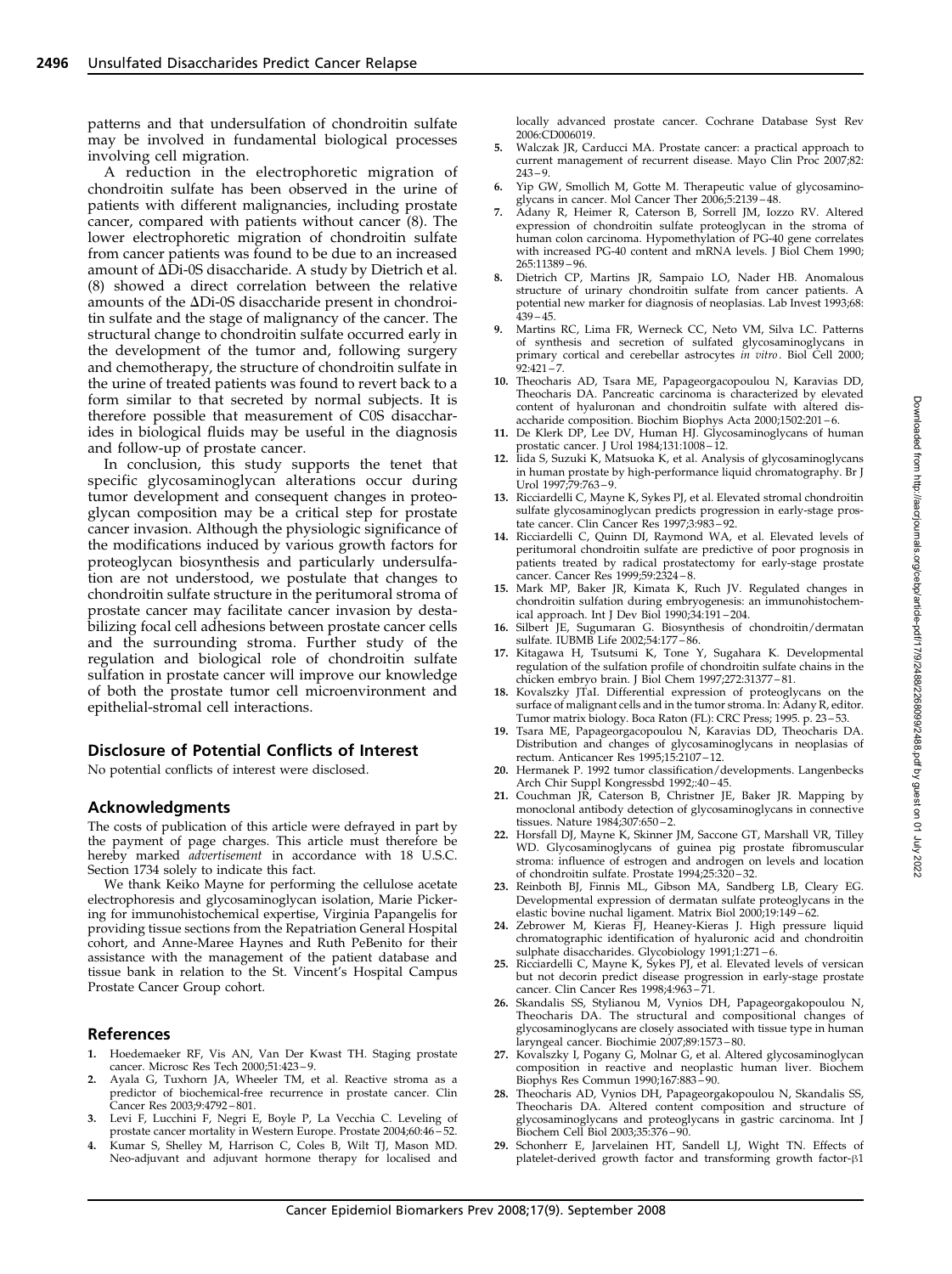patterns and that undersulfation of chondroitin sulfate may be involved in fundamental biological processes involving cell migration.

A reduction in the electrophoretic migration of chondroitin sulfate has been observed in the urine of patients with different malignancies, including prostate cancer, compared with patients without cancer (8). The lower electrophoretic migration of chondroitin sulfate from cancer patients was found to be due to an increased amount of ΔDi-0S disaccharide. A study by Dietrich et al. (8) showed a direct correlation between the relative amounts of the ΔDi-0S disaccharide present in chondroitin sulfate and the stage of malignancy of the cancer. The structural change to chondroitin sulfate occurred early in the development of the tumor and, following surgery and chemotherapy, the structure of chondroitin sulfate in the urine of treated patients was found to revert back to a form similar to that secreted by normal subjects. It is therefore possible that measurement of C0S disaccharides in biological fluids may be useful in the diagnosis and follow-up of prostate cancer.

In conclusion, this study supports the tenet that specific glycosaminoglycan alterations occur during tumor development and consequent changes in proteoglycan composition may be a critical step for prostate cancer invasion. Although the physiologic significance of the modifications induced by various growth factors for proteoglycan biosynthesis and particularly undersulfation are not understood, we postulate that changes to chondroitin sulfate structure in the peritumoral stroma of prostate cancer may facilitate cancer invasion by destabilizing focal cell adhesions between prostate cancer cells and the surrounding stroma. Further study of the regulation and biological role of chondroitin sulfate sulfation in prostate cancer will improve our knowledge of both the prostate tumor cell microenvironment and epithelial-stromal cell interactions.

## Disclosure of Potential Conflicts of Interest

No potential conflicts of interest were disclosed.

## Acknowledgments

The costs of publication of this article were defrayed in part by the payment of page charges. This article must therefore be hereby marked *advertisement* in accordance with 18 U.S.C. Section 1734 solely to indicate this fact.

We thank Keiko Mayne for performing the cellulose acetate electrophoresis and glycosaminoglycan isolation, Marie Pickering for immunohistochemical expertise, Virginia Papangelis for providing tissue sections from the Repatriation General Hospital cohort, and Anne-Maree Haynes and Ruth PeBenito for their assistance with the management of the patient database and tissue bank in relation to the St. Vincent's Hospital Campus Prostate Cancer Group cohort.

## References

1. Hoedemaeker RF, Vis AN, Van Der Kwast TH. Staging prostate cancer. Microsc Res Tech 2000;51:423–9.
2. Ayala G, Tuxhorn JA, Wheeler TM, et al. Reactive stroma as a predictor of biochemical-free recurrence in prostate cancer. Clin Cancer Res 2003;9:4792–801.
3. Levi F, Lucchini F, Negri E, Boyle P, La Vecchia C. Leveling of prostate cancer mortality in Western Europe. Prostate 2004;60:46–52.
4. Kumar S, Shelley M, Harrison C, Coles B, Wilt TJ, Mason MD. Neo-adjuvant and adjuvant hormone therapy for localised and locally advanced prostate cancer. Cochrane Database Syst Rev 2006:CD006019.
5. Walczak JR, Carducci MA. Prostate cancer: a practical approach to current management of recurrent disease. Mayo Clin Proc 2007;82:243–9.
6. Yip GW, Smollich M, Gotte M. Therapeutic value of glycosaminoglycans in cancer. Mol Cancer Ther 2006;5:2139–48.
7. Adany R, Heimer R, Caterson B, Sorrell JM, Iozzo RV. Altered expression of chondroitin sulfate proteoglycan in the stroma of human colon carcinoma. Hypomethylation of PG-40 gene correlates with increased PG-40 content and mRNA levels. J Biol Chem 1990;265:11389–96.
8. Dietrich CP, Martins JR, Sampaio LO, Nader HB. Anomalous structure of urinary chondroitin sulfate from cancer patients. A potential new marker for diagnosis of neoplasias. Lab Invest 1993;68:439–45.
9. Martins RC, Lima FR, Werneck CC, Neto VM, Silva LC. Patterns of synthesis and secretion of sulfated glycosaminoglycans in primary cortical and cerebellar astrocytes *in vitro*. Biol Cell 2000;92:421–7.
10. Theocharis AD, Tsara ME, Papageorgacopoulou N, Karavias DD, Theocharis DA. Pancreatic carcinoma is characterized by elevated content of hyaluronan and chondroitin sulfate with altered disaccharide composition. Biochim Biophys Acta 2000;1502:201–6.
11. De Klerk DP, Lee DV, Human HJ. Glycosaminoglycans of human prostatic cancer. J Urol 1984;131:1008–12.
12. Iida S, Suzuki K, Matsuoka K, et al. Analysis of glycosaminoglycans in human prostate by high-performance liquid chromatography. Br J Urol 1997;79:763–9.
13. Ricciardelli C, Mayne K, Sykes PJ, et al. Elevated stromal chondroitin sulfate glycosaminoglycan predicts progression in early-stage prostate cancer. Clin Cancer Res 1997;3:983–92.
14. Ricciardelli C, Quinn DI, Raymond WA, et al. Elevated levels of peritumoral chondroitin sulfate are predictive of poor prognosis in patients treated by radical prostatectomy for early-stage prostate cancer. Cancer Res 1999;59:2324–8.
15. Mark MP, Baker JR, Kimata K, Ruch JV. Regulated changes in chondroitin sulfation during embryogenesis: an immunohistochemical approach. Int J Dev Biol 1990;34:191–204.
16. Silbert JE, Sugumaran G. Biosynthesis of chondroitin/dermatan sulfate. IUBMB Life 2002;54:177–86.
17. Kitagawa H, Tsutsumi K, Tone Y, Sugahara K. Developmental regulation of the sulfation profile of chondroitin sulfate chains in the chicken embryo brain. J Biol Chem 1997;272:31377–81.
18. Kovalszky JTaI. Differential expression of proteoglycans on the surface of malignant cells and in the tumor stroma. In: Adany R, editor. Tumor matrix biology. Boca Raton (FL): CRC Press; 1995. p. 23–53.
19. Tsara ME, Papageorgacopoulou N, Karavias DD, Theocharis DA. Distribution and changes of glycosaminoglycans in neoplasias of rectum. Anticancer Res 1995;15:2107–12.
20. Hermanek P. 1992 tumor classification/developments. Langenbecks Arch Chir Suppl Kongressbd 1992;:40–45.
21. Couchman JR, Caterson B, Christner JE, Baker JR. Mapping by monoclonal antibody detection of glycosaminoglycans in connective tissues. Nature 1984;307:650–2.
22. Horsfall DJ, Mayne K, Skinner JM, Saccone GT, Marshall VR, Tilley WD. Glycosaminoglycans of guinea pig prostate fibromuscular stroma: influence of estrogen and androgen on levels and location of chondroitin sulfate. Prostate 1994;25:320–32.
23. Reinboth BJ, Finnis ML, Gibson MA, Sandberg LB, Cleary EG. Developmental expression of dermatan sulfate proteoglycans in the elastic bovine nuchal ligament. Matrix Biol 2000;19:149–62.
24. Zebrower M, Kieras FJ, Heaney-Kieras J. High pressure liquid chromatographic identification of hyaluronic acid and chondroitin sulphate disaccharides. Glycobiology 1991;1:271–6.
25. Ricciardelli C, Mayne K, Sykes PJ, et al. Elevated levels of versican but not decorin predict disease progression in early-stage prostate cancer. Clin Cancer Res 1998;4:963–71.
26. Skandalis SS, Stylianou M, Vynios DH, Papageorgakopoulou N, Theocharis DA. The structural and compositional changes of glycosaminoglycans are closely associated with tissue type in human laryngeal cancer. Biochimie 2007;89:1573–80.
27. Kovalszky I, Pogany G, Molnar G, et al. Altered glycosaminoglycan composition in reactive and neoplastic human liver. Biochem Biophys Res Commun 1990;167:883–90.
28. Theocharis AD, Vynios DH, Papageorgakopoulou N, Skandalis SS, Theocharis DA. Altered content composition and structure of glycosaminoglycans and proteoglycans in gastric carcinoma. Int J Biochem Cell Biol 2003;35:376–90.
29. Schonherr E, Jarvelainen HT, Sandell LJ, Wight TN. Effects of platelet-derived growth factor and transforming growth factor-β1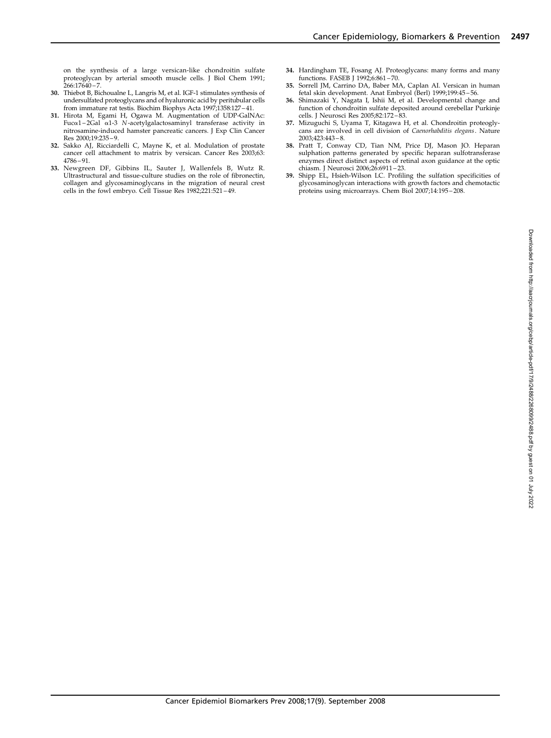on the synthesis of a large versican-like chondroitin sulfate proteoglycan by arterial smooth muscle cells. J Biol Chem 1991; 266:17640–7.

30. Thiebot B, Bichoualne L, Langris M, et al. IGF-1 stimulates synthesis of undersulfated proteoglycans and of hyaluronic acid by peritubular cells from immature rat testis. Biochim Biophys Acta 1997;1358:127–41.
31. Hirota M, Egami H, Ogawa M. Augmentation of UDP-GalNAc: Fucα1–2Gal α1-3 *N*-acetylgalactosaminyl transferase activity in nitrosamine-induced hamster pancreatic cancers. J Exp Clin Cancer Res 2000;19:235–9.
32. Sakko AJ, Ricciardelli C, Mayne K, et al. Modulation of prostate cancer cell attachment to matrix by versican. Cancer Res 2003;63: 4786–91.
33. Newgreen DF, Gibbins IL, Sauter J, Wallenfels B, Wutz R. Ultrastructural and tissue-culture studies on the role of fibronectin, collagen and glycosaminoglycans in the migration of neural crest cells in the fowl embryo. Cell Tissue Res 1982;221:521–49.
34. Hardingham TE, Fosang AJ. Proteoglycans: many forms and many functions. FASEB J 1992;6:861–70.
35. Sorrell JM, Carrino DA, Baber MA, Caplan AI. Versican in human fetal skin development. Anat Embryol (Berl) 1999;199:45–56.
36. Shimazaki Y, Nagata I, Ishii M, et al. Developmental change and function of chondroitin sulfate deposited around cerebellar Purkinje cells. J Neurosci Res 2005;82:172–83.
37. Mizuguchi S, Uyama T, Kitagawa H, et al. Chondroitin proteoglycans are involved in cell division of *Caenorhabditis elegans*. Nature 2003;423:443–8.
38. Pratt T, Conway CD, Tian NM, Price DJ, Mason JO. Heparan sulphation patterns generated by specific heparan sulfotransferase enzymes direct distinct aspects of retinal axon guidance at the optic chiasm. J Neurosci 2006;26:6911–23.
39. Shipp EL, Hsieh-Wilson LC. Profiling the sulfation specificities of glycosaminoglycan interactions with growth factors and chemotactic proteins using microarrays. Chem Biol 2007;14:195–208.